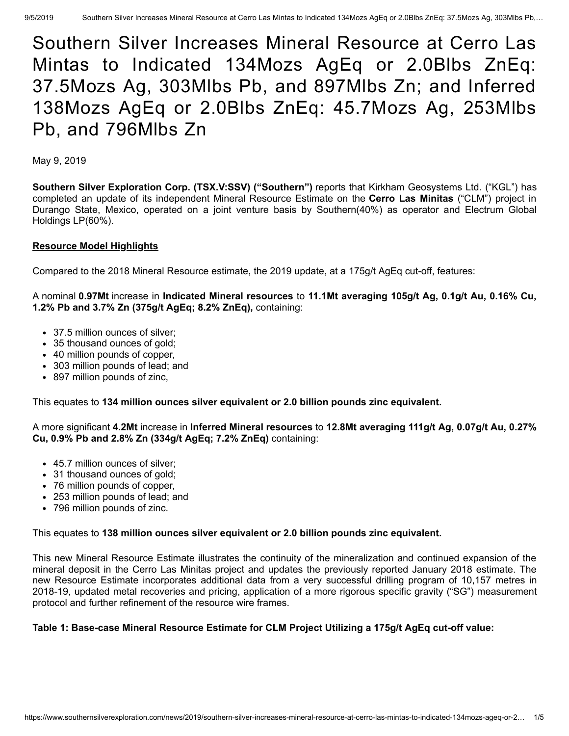# Southern Silver Increases Mineral Resource at Cerro Las Mintas to Indicated 134Mozs AgEq or 2.0Blbs ZnEq: 37.5Mozs Ag, 303Mlbs Pb, and 897Mlbs Zn; and Inferred 138Mozs AgEq or 2.0Blbs ZnEq: 45.7Mozs Ag, 253Mlbs Pb, and 796Mlbs Zn

May 9, 2019

**Southern Silver Exploration Corp. (TSX.V:SSV) ("Southern")** reports that Kirkham Geosystems Ltd. ("KGL") has completed an update of its independent Mineral Resource Estimate on the **Cerro Las Minitas** ("CLM") project in Durango State, Mexico, operated on a joint venture basis by Southern(40%) as operator and Electrum Global Holdings LP(60%).

## Resource Model Highlights

Compared to the 2018 Mineral Resource estimate, the 2019 update, at a 175g/t AgEq cut-off, features:

A nominal **0.97Mt** increase in **Indicated Mineral resources** to **11.1Mt averaging 105g/t Ag, 0.1g/t Au, 0.16% Cu, 1.2% Pb and 3.7% Zn (375g/t AgEq; 8.2% ZnEq),** containing:

- 37.5 million ounces of silver;
- 35 thousand ounces of gold;
- 40 million pounds of copper,
- 303 million pounds of lead; and
- 897 million pounds of zinc,

This equates to **134 million ounces silver equivalent or 2.0 billion pounds zinc equivalent.**

A more significant **4.2Mt** increase in **Inferred Mineral resources** to **12.8Mt averaging 111g/t Ag, 0.07g/t Au, 0.27% Cu, 0.9% Pb and 2.8% Zn (334g/t AgEq; 7.2% ZnEq)** containing:

- 45.7 million ounces of silver;
- 31 thousand ounces of gold;
- 76 million pounds of copper,
- 253 million pounds of lead; and
- 796 million pounds of zinc.

This equates to **138 million ounces silver equivalent or 2.0 billion pounds zinc equivalent.**

This new Mineral Resource Estimate illustrates the continuity of the mineralization and continued expansion of the mineral deposit in the Cerro Las Minitas project and updates the previously reported January 2018 estimate. The new Resource Estimate incorporates additional data from a very successful drilling program of 10,157 metres in 2018-19, updated metal recoveries and pricing, application of a more rigorous specific gravity ("SG") measurement protocol and further refinement of the resource wire frames.

**Table 1: Base-case Mineral Resource Estimate for CLM Project Utilizing a 175g/t AgEq cut-off value:**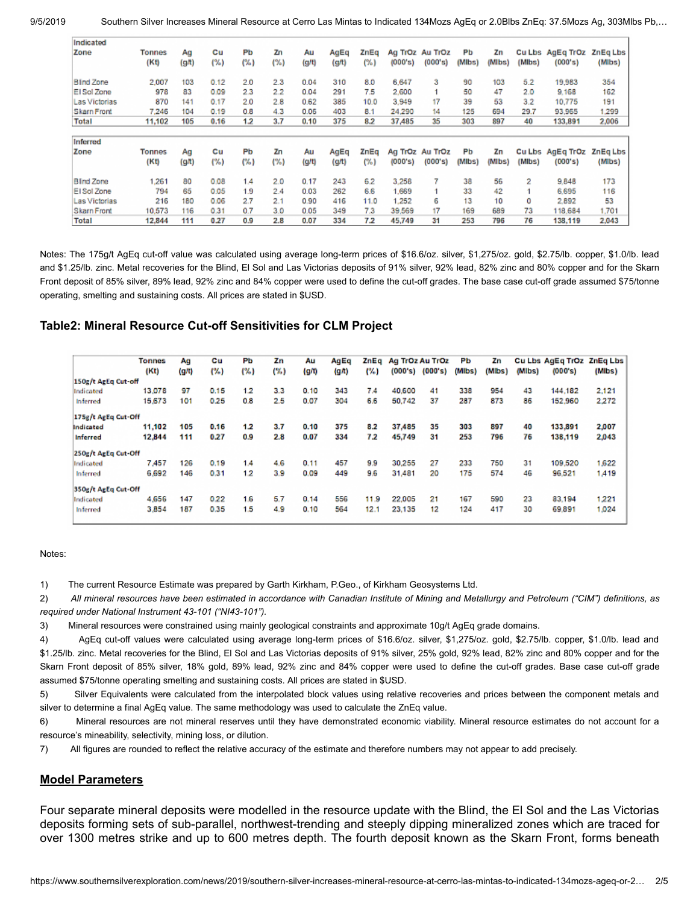| Indicated Zone | Tonnes (Kt) | Ag (g/t) | Cu (%) | Pb (%) | Zn (%) | Au (g/t) | AgEq (g/t) | ZnEq (%) | Ag TrOz (000's) | Au TrOz (000's) | Pb (Mlbs) | Zn (Mlbs) | Cu Lbs (Mlbs) | AgEq TrOz (000's) | ZnEq Lbs (Mlbs) |
|---|---|---|---|---|---|---|---|---|---|---|---|---|---|---|---|
| Blind Zone | 2,007 | 103 | 0.12 | 2.0 | 2.3 | 0.04 | 310 | 8.0 | 6,647 | 3 | 90 | 103 | 5.2 | 19,983 | 354 |
| El Sol Zone | 978 | 83 | 0.09 | 2.3 | 2.2 | 0.04 | 291 | 7.5 | 2,600 | 1 | 50 | 47 | 2.0 | 9,168 | 162 |
| Las Victorias | 870 | 141 | 0.17 | 2.0 | 2.8 | 0.62 | 385 | 10.0 | 3,949 | 17 | 39 | 53 | 3.2 | 10,775 | 191 |
| Skarn Front | 7,246 | 104 | 0.19 | 0.8 | 4.3 | 0.06 | 403 | 8.1 | 24,290 | 14 | 125 | 694 | 29.7 | 93,965 | 1,299 |
| **Total** | **11,102** | **105** | **0.16** | **1.2** | **3.7** | **0.10** | **375** | **8.2** | **37,485** | **35** | **303** | **897** | **40** | **133,891** | **2,006** |

| Inferred Zone | Tonnes (Kt) | Ag (g/t) | Cu (%) | Pb (%) | Zn (%) | Au (g/t) | AgEq (g/t) | ZnEq (%) | Ag TrOz (000's) | Au TrOz (000's) | Pb (Mlbs) | Zn (Mlbs) | Cu Lbs (Mlbs) | AgEq TrOz (000's) | ZnEq Lbs (Mlbs) |
|---|---|---|---|---|---|---|---|---|---|---|---|---|---|---|---|
| Blind Zone | 1,261 | 80 | 0.08 | 1.4 | 2.0 | 0.17 | 243 | 6.2 | 3,258 | 7 | 38 | 56 | 2 | 9,848 | 173 |
| El Sol Zone | 794 | 65 | 0.05 | 1.9 | 2.4 | 0.03 | 262 | 6.6 | 1,669 | 1 | 33 | 42 | 1 | 6,695 | 116 |
| Las Victorias | 216 | 180 | 0.06 | 2.7 | 2.1 | 0.90 | 416 | 11.0 | 1,252 | 6 | 13 | 10 | 0 | 2,892 | 53 |
| Skarn Front | 10,573 | 116 | 0.31 | 0.7 | 3.0 | 0.05 | 349 | 7.3 | 39,569 | 17 | 169 | 689 | 73 | 118,684 | 1,701 |
| **Total** | **12,844** | **111** | **0.27** | **0.9** | **2.8** | **0.07** | **334** | **7.2** | **45,749** | **31** | **253** | **796** | **76** | **138,119** | **2,043** |

Notes: The 175g/t AgEq cut-off value was calculated using average long-term prices of $16.6/oz. silver, $1,275/oz. gold, $2.75/lb. copper, $1.0/lb. lead and $1.25/lb. zinc. Metal recoveries for the Blind, El Sol and Las Victorias deposits of 91% silver, 92% lead, 82% zinc and 80% copper and for the Skarn Front deposit of 85% silver, 89% lead, 92% zinc and 84% copper were used to define the cut-off grades. The base case cut-off grade assumed $75/tonne operating, smelting and sustaining costs. All prices are stated in $USD.

### Table2: Mineral Resource Cut-off Sensitivities for CLM Project

| | Tonnes (Kt) | Ag (g/t) | Cu (%) | Pb (%) | Zn (%) | Au (g/t) | AgEq (g/t) | ZnEq (%) | Ag TrOz (000's) | Au TrOz (000's) | Pb (Mlbs) | Zn (Mlbs) | Cu Lbs (Mlbs) | AgEq TrOz (000's) | ZnEq Lbs (Mlbs) |
|---|---|---|---|---|---|---|---|---|---|---|---|---|---|---|---|
| **150g/t AgEq Cut-off** | | | | | | | | | | | | | | | |
| Indicated | 13,078 | 97 | 0.15 | 1.2 | 3.3 | 0.10 | 343 | 7.4 | 40,600 | 41 | 338 | 954 | 43 | 144,182 | 2,121 |
| Inferred | 15,673 | 101 | 0.25 | 0.8 | 2.5 | 0.07 | 304 | 6.6 | 50,742 | 37 | 287 | 873 | 86 | 152,960 | 2,272 |
| **175g/t AgEq Cut-Off** | | | | | | | | | | | | | | | |
| **Indicated** | **11,102** | **105** | **0.16** | **1.2** | **3.7** | **0.10** | **375** | **8.2** | **37,485** | **35** | **303** | **897** | **40** | **133,891** | **2,007** |
| **Inferred** | **12,844** | **111** | **0.27** | **0.9** | **2.8** | **0.07** | **334** | **7.2** | **45,749** | **31** | **253** | **796** | **76** | **138,119** | **2,043** |
| **250g/t AgEq Cut-Off** | | | | | | | | | | | | | | | |
| Indicated | 7,457 | 126 | 0.19 | 1.4 | 4.6 | 0.11 | 457 | 9.9 | 30,255 | 27 | 233 | 750 | 31 | 109,520 | 1,622 |
| Inferred | 6,692 | 146 | 0.31 | 1.2 | 3.9 | 0.09 | 449 | 9.6 | 31,481 | 20 | 175 | 574 | 46 | 96,521 | 1,419 |
| **350g/t AgEq Cut-Off** | | | | | | | | | | | | | | | |
| Indicated | 4,656 | 147 | 0.22 | 1.6 | 5.7 | 0.14 | 556 | 11.9 | 22,005 | 21 | 167 | 590 | 23 | 83,194 | 1,221 |
| Inferred | 3,854 | 187 | 0.35 | 1.5 | 4.9 | 0.10 | 564 | 12.1 | 23,135 | 12 | 124 | 417 | 30 | 69,891 | 1,024 |

Notes:

1) The current Resource Estimate was prepared by Garth Kirkham, P.Geo., of Kirkham Geosystems Ltd.

2) *All mineral resources have been estimated in accordance with Canadian Institute of Mining and Metallurgy and Petroleum ("CIM") definitions, as required under National Instrument 43-101 ("NI43-101").*

3) Mineral resources were constrained using mainly geological constraints and approximate 10g/t AgEq grade domains.

4) AgEq cut-off values were calculated using average long-term prices of $16.6/oz. silver, $1,275/oz. gold, $2.75/lb. copper, $1.0/lb. lead and $1.25/lb. zinc. Metal recoveries for the Blind, El Sol and Las Victorias deposits of 91% silver, 25% gold, 92% lead, 82% zinc and 80% copper and for the Skarn Front deposit of 85% silver, 18% gold, 89% lead, 92% zinc and 84% copper were used to define the cut-off grades. Base case cut-off grade assumed $75/tonne operating smelting and sustaining costs. All prices are stated in $USD.

5) Silver Equivalents were calculated from the interpolated block values using relative recoveries and prices between the component metals and silver to determine a final AgEq value. The same methodology was used to calculate the ZnEq value.

6) Mineral resources are not mineral reserves until they have demonstrated economic viability. Mineral resource estimates do not account for a resource's mineability, selectivity, mining loss, or dilution.

7) All figures are rounded to reflect the relative accuracy of the estimate and therefore numbers may not appear to add precisely.

## Model Parameters

Four separate mineral deposits were modelled in the resource update with the Blind, the El Sol and the Las Victorias deposits forming sets of sub-parallel, northwest-trending and steeply dipping mineralized zones which are traced for over 1300 metres strike and up to 600 metres depth. The fourth deposit known as the Skarn Front, forms beneath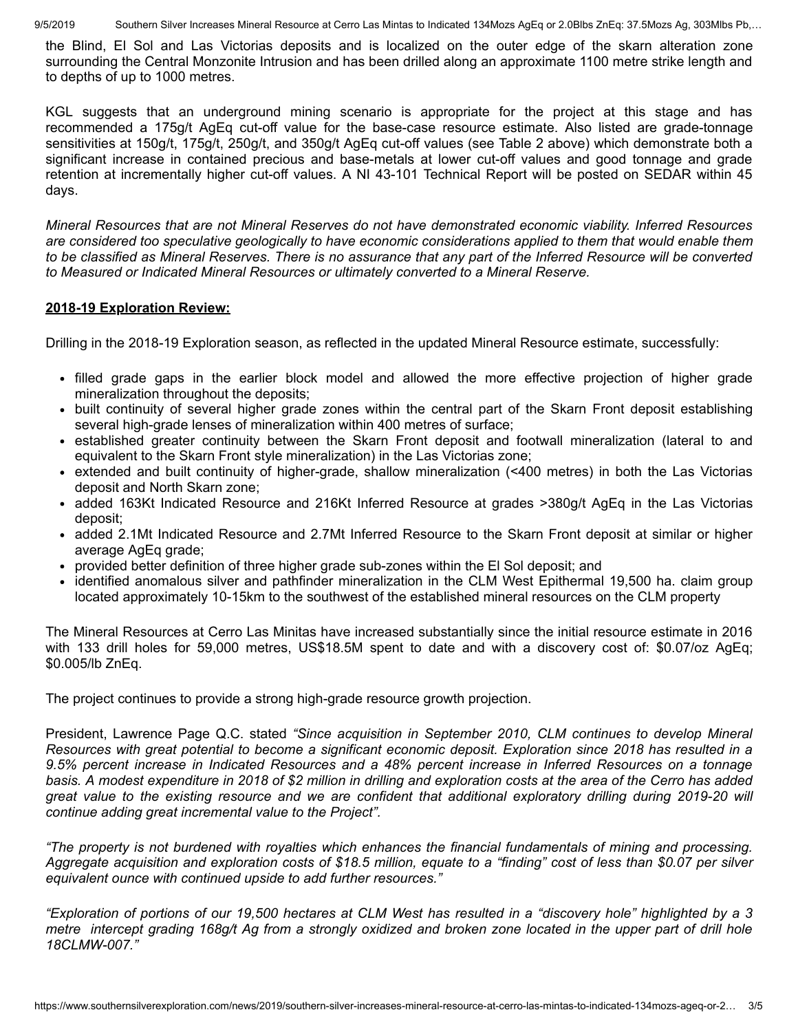the Blind, El Sol and Las Victorias deposits and is localized on the outer edge of the skarn alteration zone surrounding the Central Monzonite Intrusion and has been drilled along an approximate 1100 metre strike length and to depths of up to 1000 metres.

KGL suggests that an underground mining scenario is appropriate for the project at this stage and has recommended a 175g/t AgEq cut-off value for the base-case resource estimate. Also listed are grade-tonnage sensitivities at 150g/t, 175g/t, 250g/t, and 350g/t AgEq cut-off values (see Table 2 above) which demonstrate both a significant increase in contained precious and base-metals at lower cut-off values and good tonnage and grade retention at incrementally higher cut-off values. A NI 43-101 Technical Report will be posted on SEDAR within 45 days.

*Mineral Resources that are not Mineral Reserves do not have demonstrated economic viability. Inferred Resources are considered too speculative geologically to have economic considerations applied to them that would enable them to be classified as Mineral Reserves. There is no assurance that any part of the Inferred Resource will be converted to Measured or Indicated Mineral Resources or ultimately converted to a Mineral Reserve.*

**2018-19 Exploration Review:**

Drilling in the 2018-19 Exploration season, as reflected in the updated Mineral Resource estimate, successfully:

- filled grade gaps in the earlier block model and allowed the more effective projection of higher grade mineralization throughout the deposits;
- built continuity of several higher grade zones within the central part of the Skarn Front deposit establishing several high-grade lenses of mineralization within 400 metres of surface;
- established greater continuity between the Skarn Front deposit and footwall mineralization (lateral to and equivalent to the Skarn Front style mineralization) in the Las Victorias zone;
- extended and built continuity of higher-grade, shallow mineralization (<400 metres) in both the Las Victorias deposit and North Skarn zone;
- added 163Kt Indicated Resource and 216Kt Inferred Resource at grades >380g/t AgEq in the Las Victorias deposit;
- added 2.1Mt Indicated Resource and 2.7Mt Inferred Resource to the Skarn Front deposit at similar or higher average AgEq grade;
- provided better definition of three higher grade sub-zones within the El Sol deposit; and
- identified anomalous silver and pathfinder mineralization in the CLM West Epithermal 19,500 ha. claim group located approximately 10-15km to the southwest of the established mineral resources on the CLM property

The Mineral Resources at Cerro Las Minitas have increased substantially since the initial resource estimate in 2016 with 133 drill holes for 59,000 metres, US$18.5M spent to date and with a discovery cost of: $0.07/oz AgEq; $0.005/lb ZnEq.

The project continues to provide a strong high-grade resource growth projection.

President, Lawrence Page Q.C. stated *"Since acquisition in September 2010, CLM continues to develop Mineral Resources with great potential to become a significant economic deposit. Exploration since 2018 has resulted in a 9.5% percent increase in Indicated Resources and a 48% percent increase in Inferred Resources on a tonnage basis. A modest expenditure in 2018 of $2 million in drilling and exploration costs at the area of the Cerro has added great value to the existing resource and we are confident that additional exploratory drilling during 2019-20 will continue adding great incremental value to the Project".*

*"The property is not burdened with royalties which enhances the financial fundamentals of mining and processing. Aggregate acquisition and exploration costs of $18.5 million, equate to a "finding" cost of less than $0.07 per silver equivalent ounce with continued upside to add further resources."*

*"Exploration of portions of our 19,500 hectares at CLM West has resulted in a "discovery hole" highlighted by a 3 metre intercept grading 168g/t Ag from a strongly oxidized and broken zone located in the upper part of drill hole 18CLMW-007."*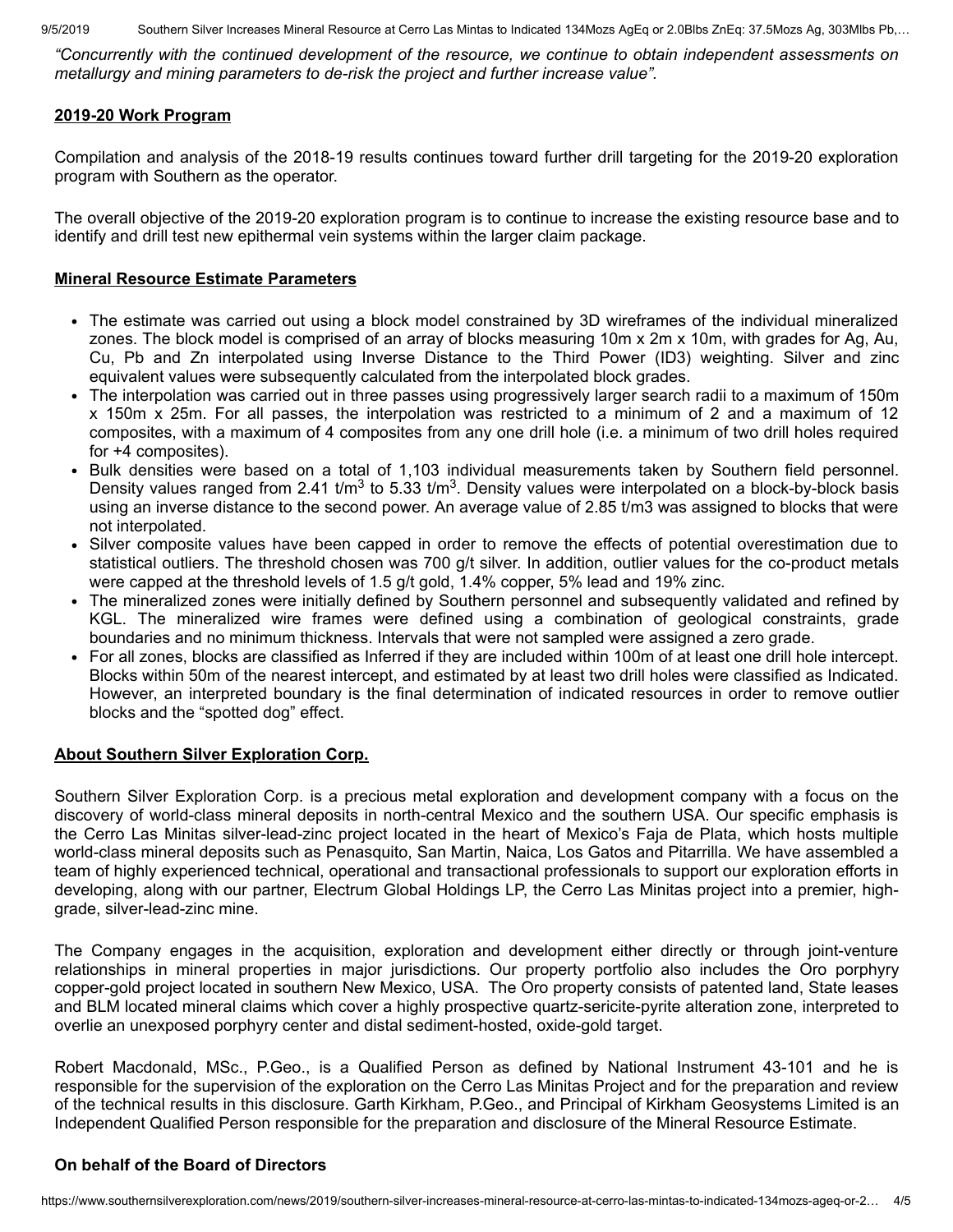*"Concurrently with the continued development of the resource, we continue to obtain independent assessments on metallurgy and mining parameters to de-risk the project and further increase value".*

**2019-20 Work Program**

Compilation and analysis of the 2018-19 results continues toward further drill targeting for the 2019-20 exploration program with Southern as the operator.

The overall objective of the 2019-20 exploration program is to continue to increase the existing resource base and to identify and drill test new epithermal vein systems within the larger claim package.

**Mineral Resource Estimate Parameters**

- The estimate was carried out using a block model constrained by 3D wireframes of the individual mineralized zones. The block model is comprised of an array of blocks measuring 10m x 2m x 10m, with grades for Ag, Au, Cu, Pb and Zn interpolated using Inverse Distance to the Third Power (ID3) weighting. Silver and zinc equivalent values were subsequently calculated from the interpolated block grades.
- The interpolation was carried out in three passes using progressively larger search radii to a maximum of 150m x 150m x 25m. For all passes, the interpolation was restricted to a minimum of 2 and a maximum of 12 composites, with a maximum of 4 composites from any one drill hole (i.e. a minimum of two drill holes required for +4 composites).
- Bulk densities were based on a total of 1,103 individual measurements taken by Southern field personnel. Density values ranged from 2.41 t/m$^3$ to 5.33 t/m$^3$. Density values were interpolated on a block-by-block basis using an inverse distance to the second power. An average value of 2.85 t/m3 was assigned to blocks that were not interpolated.
- Silver composite values have been capped in order to remove the effects of potential overestimation due to statistical outliers. The threshold chosen was 700 g/t silver. In addition, outlier values for the co-product metals were capped at the threshold levels of 1.5 g/t gold, 1.4% copper, 5% lead and 19% zinc.
- The mineralized zones were initially defined by Southern personnel and subsequently validated and refined by KGL. The mineralized wire frames were defined using a combination of geological constraints, grade boundaries and no minimum thickness. Intervals that were not sampled were assigned a zero grade.
- For all zones, blocks are classified as Inferred if they are included within 100m of at least one drill hole intercept. Blocks within 50m of the nearest intercept, and estimated by at least two drill holes were classified as Indicated. However, an interpreted boundary is the final determination of indicated resources in order to remove outlier blocks and the "spotted dog" effect.

**About Southern Silver Exploration Corp.**

Southern Silver Exploration Corp. is a precious metal exploration and development company with a focus on the discovery of world-class mineral deposits in north-central Mexico and the southern USA. Our specific emphasis is the Cerro Las Minitas silver-lead-zinc project located in the heart of Mexico's Faja de Plata, which hosts multiple world-class mineral deposits such as Penasquito, San Martin, Naica, Los Gatos and Pitarrilla. We have assembled a team of highly experienced technical, operational and transactional professionals to support our exploration efforts in developing, along with our partner, Electrum Global Holdings LP, the Cerro Las Minitas project into a premier, high-grade, silver-lead-zinc mine.

The Company engages in the acquisition, exploration and development either directly or through joint-venture relationships in mineral properties in major jurisdictions. Our property portfolio also includes the Oro porphyry copper-gold project located in southern New Mexico, USA. The Oro property consists of patented land, State leases and BLM located mineral claims which cover a highly prospective quartz-sericite-pyrite alteration zone, interpreted to overlie an unexposed porphyry center and distal sediment-hosted, oxide-gold target.

Robert Macdonald, MSc., P.Geo., is a Qualified Person as defined by National Instrument 43-101 and he is responsible for the supervision of the exploration on the Cerro Las Minitas Project and for the preparation and review of the technical results in this disclosure. Garth Kirkham, P.Geo., and Principal of Kirkham Geosystems Limited is an Independent Qualified Person responsible for the preparation and disclosure of the Mineral Resource Estimate.

**On behalf of the Board of Directors**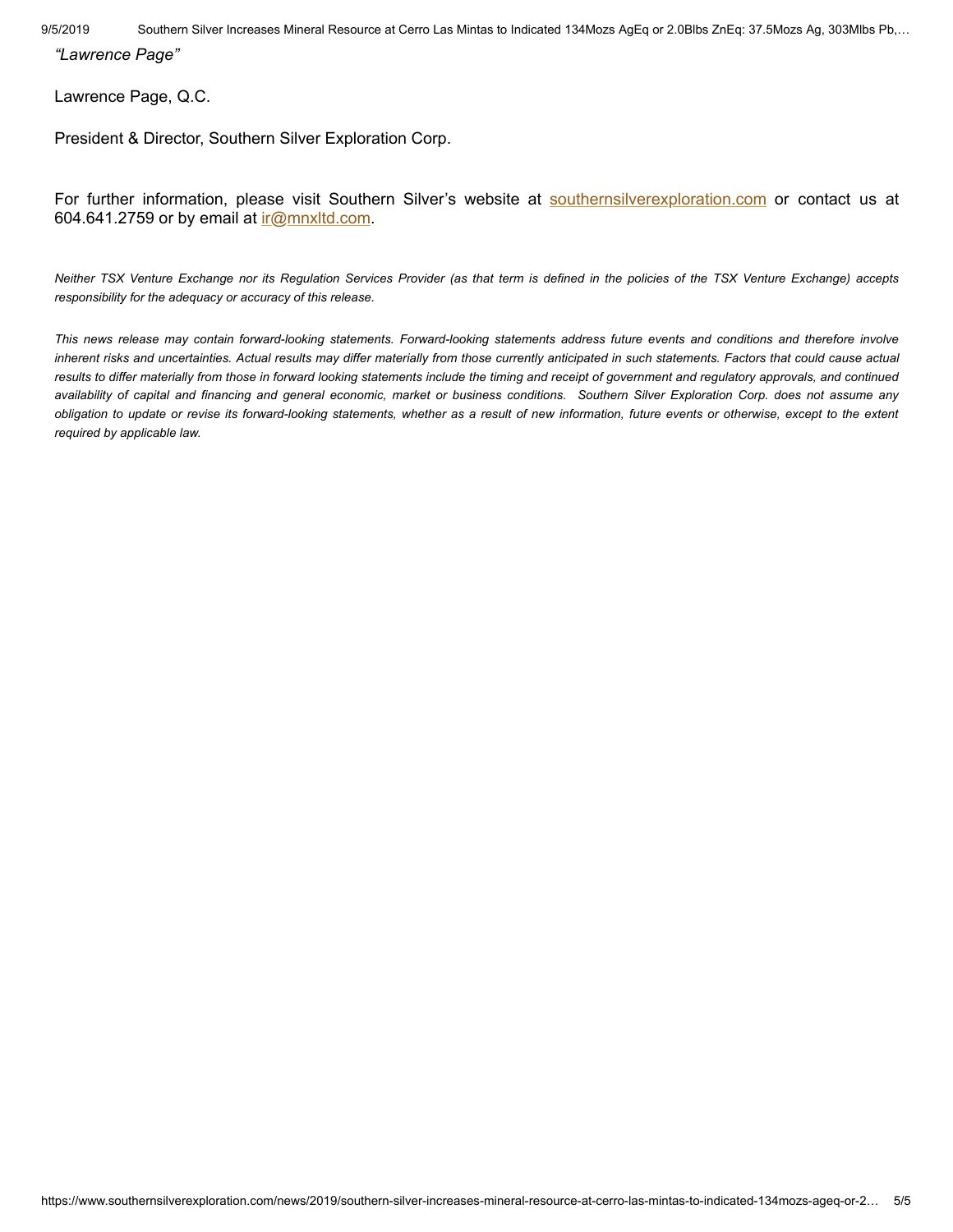*"Lawrence Page"*

Lawrence Page, Q.C.

President & Director, Southern Silver Exploration Corp.

For further information, please visit Southern Silver's website at [southernsilverexploration.com](southernsilverexploration.com) or contact us at 604.641.2759 or by email at [ir@mnxltd.com](mailto:ir@mnxltd.com).

*Neither TSX Venture Exchange nor its Regulation Services Provider (as that term is defined in the policies of the TSX Venture Exchange) accepts responsibility for the adequacy or accuracy of this release.*

*This news release may contain forward-looking statements. Forward-looking statements address future events and conditions and therefore involve inherent risks and uncertainties. Actual results may differ materially from those currently anticipated in such statements. Factors that could cause actual results to differ materially from those in forward looking statements include the timing and receipt of government and regulatory approvals, and continued availability of capital and financing and general economic, market or business conditions. Southern Silver Exploration Corp. does not assume any obligation to update or revise its forward-looking statements, whether as a result of new information, future events or otherwise, except to the extent required by applicable law.*